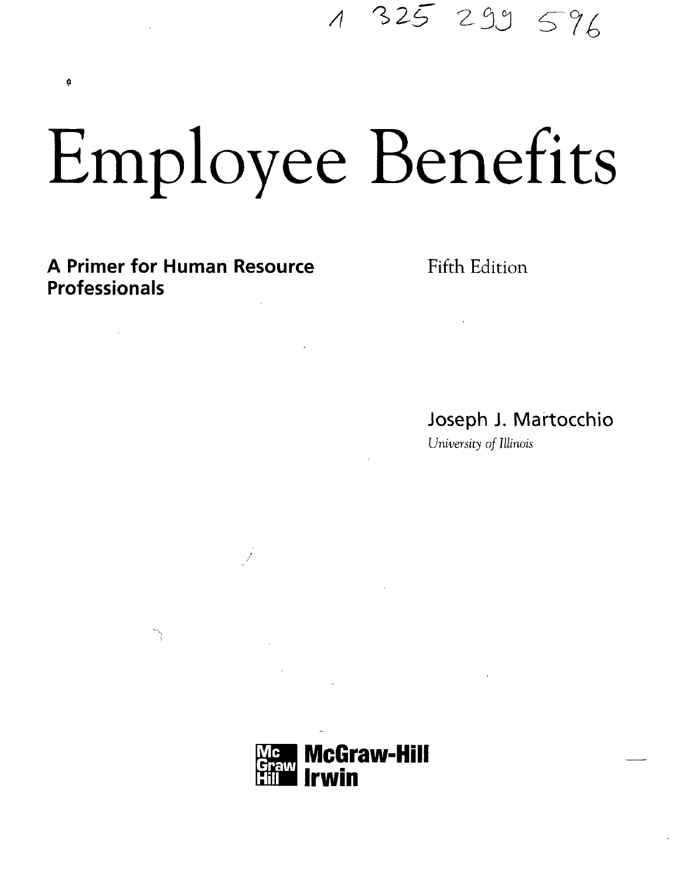1 325 299 596

# Employee Benefits

**A Primer for Human Resource Professionals**

Fifth Edition

Joseph J. Martocchio

*University of Illinois*

McGraw-Hill Irwin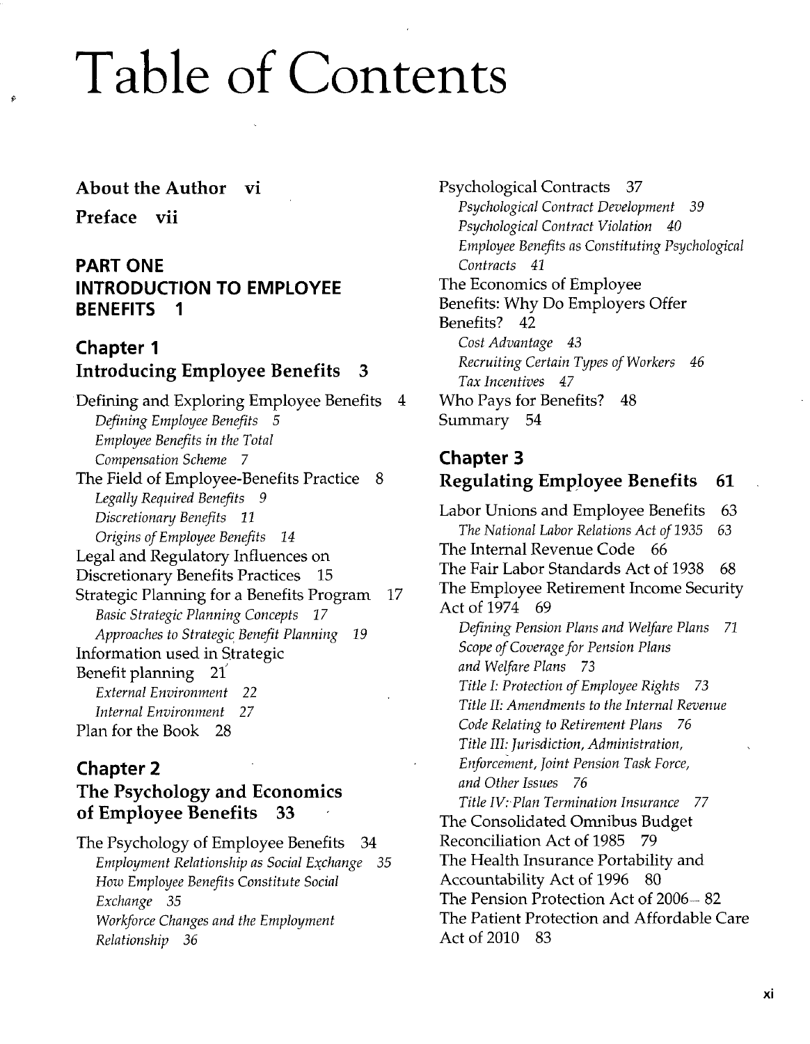# Table of Contents

**About the Author** vi

**Preface** vii

## PART ONE INTRODUCTION TO EMPLOYEE BENEFITS 1

### Chapter 1 Introducing Employee Benefits 3

Defining and Exploring Employee Benefits 4
- *Defining Employee Benefits 5*
- *Employee Benefits in the Total Compensation Scheme 7*

The Field of Employee-Benefits Practice 8
- *Legally Required Benefits 9*
- *Discretionary Benefits 11*
- *Origins of Employee Benefits 14*

Legal and Regulatory Influences on Discretionary Benefits Practices 15

Strategic Planning for a Benefits Program 17
- *Basic Strategic Planning Concepts 17*
- *Approaches to Strategic Benefit Planning 19*

Information used in Strategic Benefit planning 21
- *External Environment 22*
- *Internal Environment 27*

Plan for the Book 28

### Chapter 2 The Psychology and Economics of Employee Benefits 33

The Psychology of Employee Benefits 34
- *Employment Relationship as Social Exchange 35*
- *How Employee Benefits Constitute Social Exchange 35*
- *Workforce Changes and the Employment Relationship 36*

Psychological Contracts 37
- *Psychological Contract Development 39*
- *Psychological Contract Violation 40*
- *Employee Benefits as Constituting Psychological Contracts 41*

The Economics of Employee Benefits: Why Do Employers Offer Benefits? 42
- *Cost Advantage 43*
- *Recruiting Certain Types of Workers 46*
- *Tax Incentives 47*

Who Pays for Benefits? 48

Summary 54

### Chapter 3 Regulating Employee Benefits 61

Labor Unions and Employee Benefits 63
- *The National Labor Relations Act of 1935 63*

The Internal Revenue Code 66

The Fair Labor Standards Act of 1938 68

The Employee Retirement Income Security Act of 1974 69
- *Defining Pension Plans and Welfare Plans 71*
- *Scope of Coverage for Pension Plans and Welfare Plans 73*
- *Title I: Protection of Employee Rights 73*
- *Title II: Amendments to the Internal Revenue Code Relating to Retirement Plans 76*
- *Title III: Jurisdiction, Administration, Enforcement, Joint Pension Task Force, and Other Issues 76*
- *Title IV: Plan Termination Insurance 77*

The Consolidated Omnibus Budget Reconciliation Act of 1985 79

The Health Insurance Portability and Accountability Act of 1996 80

The Pension Protection Act of 2006 82

The Patient Protection and Affordable Care Act of 2010 83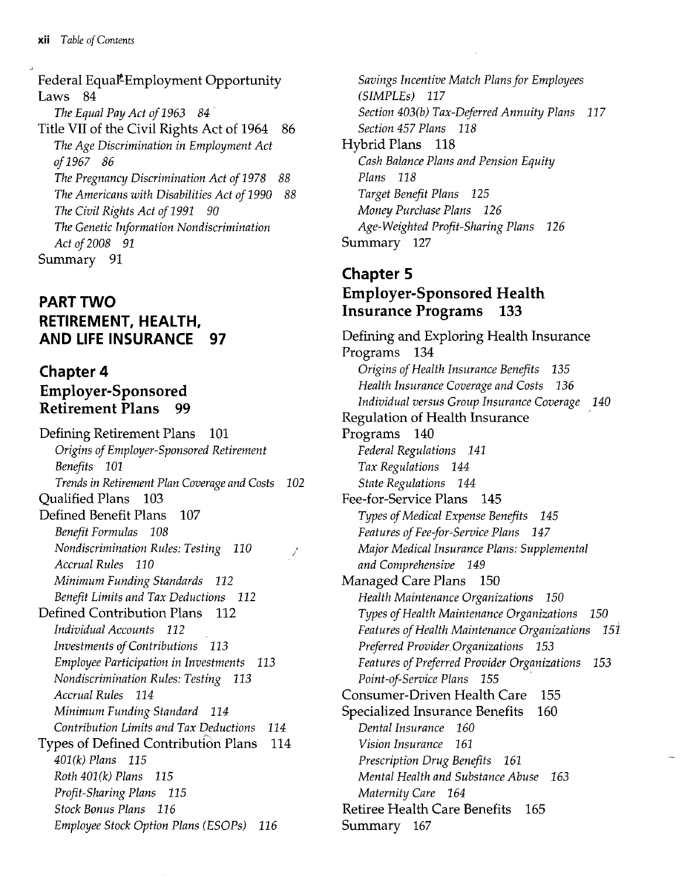Federal Equal Employment Opportunity Laws 84

*The Equal Pay Act of 1963 84*

Title VII of the Civil Rights Act of 1964 86

*The Age Discrimination in Employment Act of 1967 86*

*The Pregnancy Discrimination Act of 1978 88*

*The Americans with Disabilities Act of 1990 88*

*The Civil Rights Act of 1991 90*

*The Genetic Information Nondiscrimination Act of 2008 91*

Summary 91

## PART TWO RETIREMENT, HEALTH, AND LIFE INSURANCE 97

### Chapter 4 Employer-Sponsored Retirement Plans 99

Defining Retirement Plans 101

*Origins of Employer-Sponsored Retirement Benefits 101*

*Trends in Retirement Plan Coverage and Costs 102*

Qualified Plans 103

Defined Benefit Plans 107

*Benefit Formulas 108*

*Nondiscrimination Rules: Testing 110*

*Accrual Rules 110*

*Minimum Funding Standards 112*

*Benefit Limits and Tax Deductions 112*

Defined Contribution Plans 112

*Individual Accounts 112*

*Investments of Contributions 113*

*Employee Participation in Investments 113*

*Nondiscrimination Rules: Testing 113*

*Accrual Rules 114*

*Minimum Funding Standard 114*

*Contribution Limits and Tax Deductions 114*

Types of Defined Contribution Plans 114

*401(k) Plans 115*

*Roth 401(k) Plans 115*

*Profit-Sharing Plans 115*

*Stock Bonus Plans 116*

*Employee Stock Option Plans (ESOPs) 116*

*Savings Incentive Match Plans for Employees (SIMPLEs) 117*

*Section 403(b) Tax-Deferred Annuity Plans 117*

*Section 457 Plans 118*

Hybrid Plans 118

*Cash Balance Plans and Pension Equity Plans 118*

*Target Benefit Plans 125*

*Money Purchase Plans 126*

*Age-Weighted Profit-Sharing Plans 126*

Summary 127

### Chapter 5 Employer-Sponsored Health Insurance Programs 133

Defining and Exploring Health Insurance Programs 134

*Origins of Health Insurance Benefits 135*

*Health Insurance Coverage and Costs 136*

*Individual versus Group Insurance Coverage 140*

Regulation of Health Insurance Programs 140

*Federal Regulations 141*

*Tax Regulations 144*

*State Regulations 144*

Fee-for-Service Plans 145

*Types of Medical Expense Benefits 145*

*Features of Fee-for-Service Plans 147*

*Major Medical Insurance Plans: Supplemental and Comprehensive 149*

Managed Care Plans 150

*Health Maintenance Organizations 150*

*Types of Health Maintenance Organizations 150*

*Features of Health Maintenance Organizations 151*

*Preferred Provider Organizations 153*

*Features of Preferred Provider Organizations 153*

*Point-of-Service Plans 155*

Consumer-Driven Health Care 155

Specialized Insurance Benefits 160

*Dental Insurance 160*

*Vision Insurance 161*

*Prescription Drug Benefits 161*

*Mental Health and Substance Abuse 163*

*Maternity Care 164*

Retiree Health Care Benefits 165

Summary 167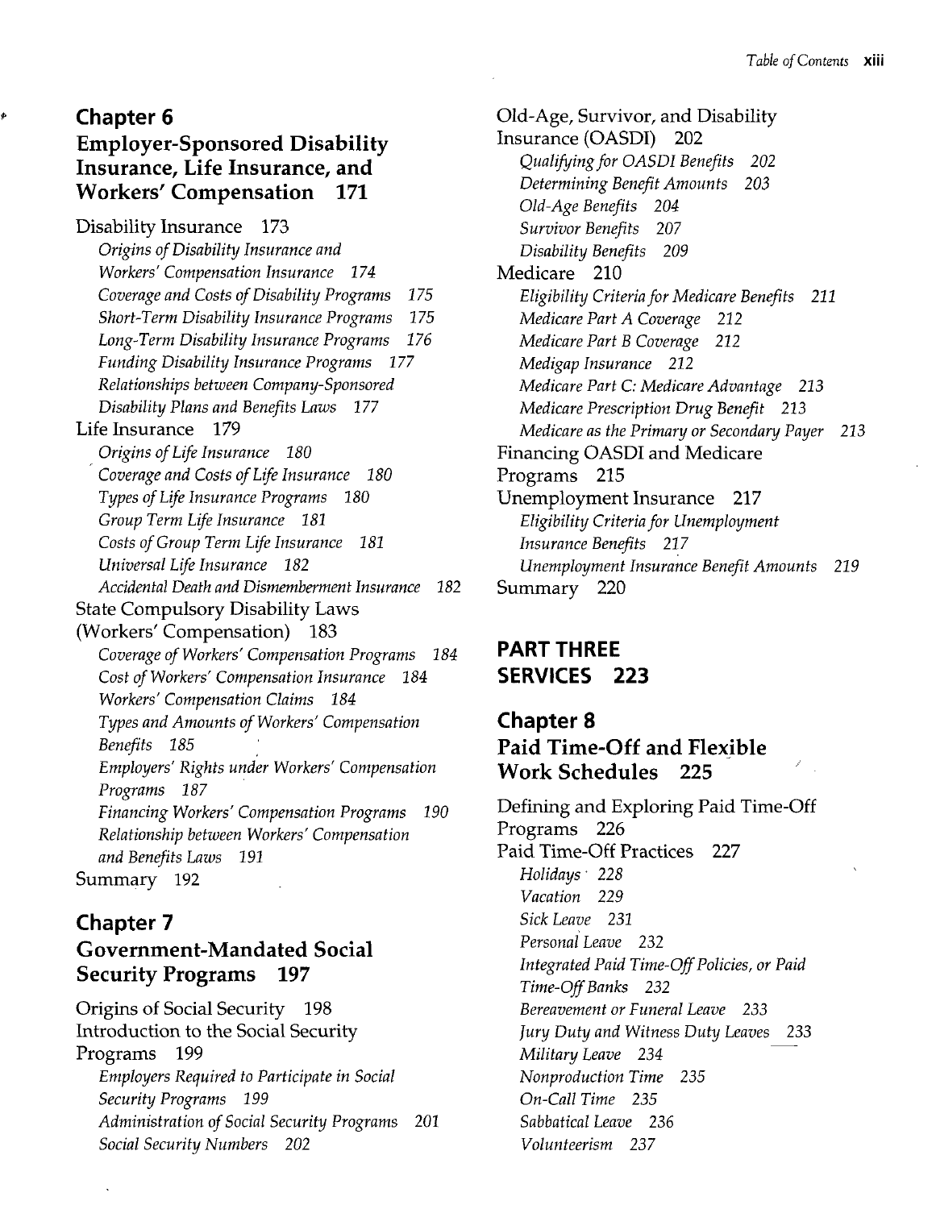## Chapter 6
## Employer-Sponsored Disability Insurance, Life Insurance, and Workers' Compensation 171

Disability Insurance 173

*Origins of Disability Insurance and Workers' Compensation Insurance 174*

*Coverage and Costs of Disability Programs 175*

*Short-Term Disability Insurance Programs 175*

*Long-Term Disability Insurance Programs 176*

*Funding Disability Insurance Programs 177*

*Relationships between Company-Sponsored Disability Plans and Benefits Laws 177*

Life Insurance 179

*Origins of Life Insurance 180*

*Coverage and Costs of Life Insurance 180*

*Types of Life Insurance Programs 180*

*Group Term Life Insurance 181*

*Costs of Group Term Life Insurance 181*

*Universal Life Insurance 182*

*Accidental Death and Dismemberment Insurance 182*

State Compulsory Disability Laws (Workers' Compensation) 183

*Coverage of Workers' Compensation Programs 184*

*Cost of Workers' Compensation Insurance 184*

*Workers' Compensation Claims 184*

*Types and Amounts of Workers' Compensation Benefits 185*

*Employers' Rights under Workers' Compensation Programs 187*

*Financing Workers' Compensation Programs 190*

*Relationship between Workers' Compensation and Benefits Laws 191*

Summary 192

## Chapter 7
## Government-Mandated Social Security Programs 197

Origins of Social Security 198

Introduction to the Social Security Programs 199

*Employers Required to Participate in Social Security Programs 199*

*Administration of Social Security Programs 201*

*Social Security Numbers 202*

Old-Age, Survivor, and Disability Insurance (OASDI) 202

*Qualifying for OASDI Benefits 202*

*Determining Benefit Amounts 203*

*Old-Age Benefits 204*

*Survivor Benefits 207*

*Disability Benefits 209*

Medicare 210

*Eligibility Criteria for Medicare Benefits 211*

*Medicare Part A Coverage 212*

*Medicare Part B Coverage 212*

*Medigap Insurance 212*

*Medicare Part C: Medicare Advantage 213*

*Medicare Prescription Drug Benefit 213*

*Medicare as the Primary or Secondary Payer 213*

Financing OASDI and Medicare Programs 215

Unemployment Insurance 217

*Eligibility Criteria for Unemployment Insurance Benefits 217*

*Unemployment Insurance Benefit Amounts 219*

Summary 220

# PART THREE
# SERVICES 223

## Chapter 8
## Paid Time-Off and Flexible Work Schedules 225

Defining and Exploring Paid Time-Off Programs 226

Paid Time-Off Practices 227

*Holidays 228*

*Vacation 229*

*Sick Leave 231*

*Personal Leave 232*

*Integrated Paid Time-Off Policies, or Paid Time-Off Banks 232*

*Bereavement or Funeral Leave 233*

*Jury Duty and Witness Duty Leaves 233*

*Military Leave 234*

*Nonproduction Time 235*

*On-Call Time 235*

*Sabbatical Leave 236*

*Volunteerism 237*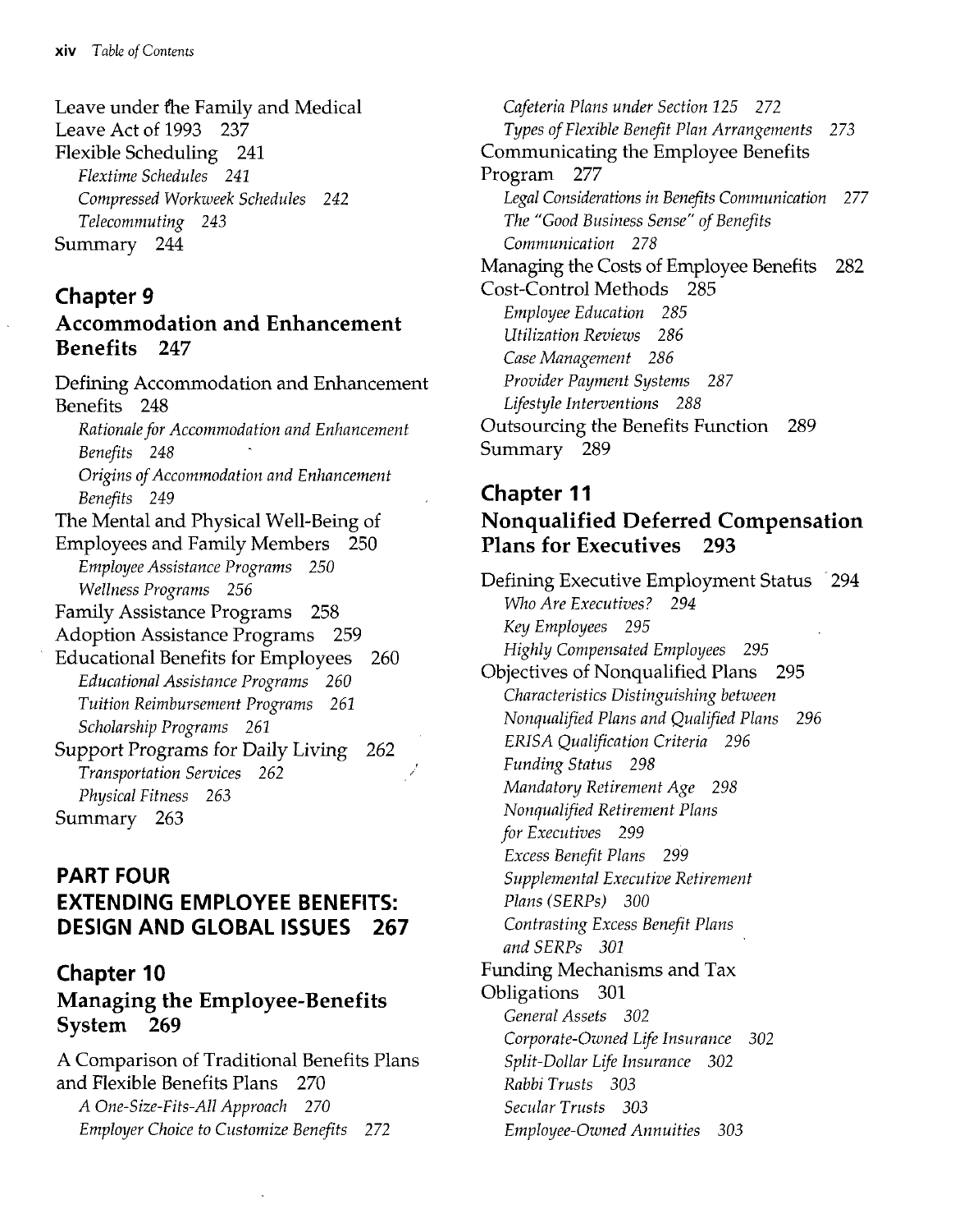Leave under the Family and Medical Leave Act of 1993 237
Flexible Scheduling 241
*Flextime Schedules 241*
*Compressed Workweek Schedules 242*
*Telecommuting 243*
Summary 244

## Chapter 9
## Accommodation and Enhancement Benefits 247

Defining Accommodation and Enhancement Benefits 248
*Rationale for Accommodation and Enhancement Benefits 248*
*Origins of Accommodation and Enhancement Benefits 249*
The Mental and Physical Well-Being of Employees and Family Members 250
*Employee Assistance Programs 250*
*Wellness Programs 256*
Family Assistance Programs 258
Adoption Assistance Programs 259
Educational Benefits for Employees 260
*Educational Assistance Programs 260*
*Tuition Reimbursement Programs 261*
*Scholarship Programs 261*
Support Programs for Daily Living 262
*Transportation Services 262*
*Physical Fitness 263*
Summary 263

# PART FOUR
# EXTENDING EMPLOYEE BENEFITS: DESIGN AND GLOBAL ISSUES 267

## Chapter 10
## Managing the Employee-Benefits System 269

A Comparison of Traditional Benefits Plans and Flexible Benefits Plans 270
*A One-Size-Fits-All Approach 270*
*Employer Choice to Customize Benefits 272*
*Cafeteria Plans under Section 125 272*
*Types of Flexible Benefit Plan Arrangements 273*
Communicating the Employee Benefits Program 277
*Legal Considerations in Benefits Communication 277*
*The "Good Business Sense" of Benefits Communication 278*
Managing the Costs of Employee Benefits 282
Cost-Control Methods 285
*Employee Education 285*
*Utilization Reviews 286*
*Case Management 286*
*Provider Payment Systems 287*
*Lifestyle Interventions 288*
Outsourcing the Benefits Function 289
Summary 289

## Chapter 11
## Nonqualified Deferred Compensation Plans for Executives 293

Defining Executive Employment Status 294
*Who Are Executives? 294*
*Key Employees 295*
*Highly Compensated Employees 295*
Objectives of Nonqualified Plans 295
*Characteristics Distinguishing between Nonqualified Plans and Qualified Plans 296*
*ERISA Qualification Criteria 296*
*Funding Status 298*
*Mandatory Retirement Age 298*
*Nonqualified Retirement Plans for Executives 299*
*Excess Benefit Plans 299*
*Supplemental Executive Retirement Plans (SERPs) 300*
*Contrasting Excess Benefit Plans and SERPs 301*
Funding Mechanisms and Tax Obligations 301
*General Assets 302*
*Corporate-Owned Life Insurance 302*
*Split-Dollar Life Insurance 302*
*Rabbi Trusts 303*
*Secular Trusts 303*
*Employee-Owned Annuities 303*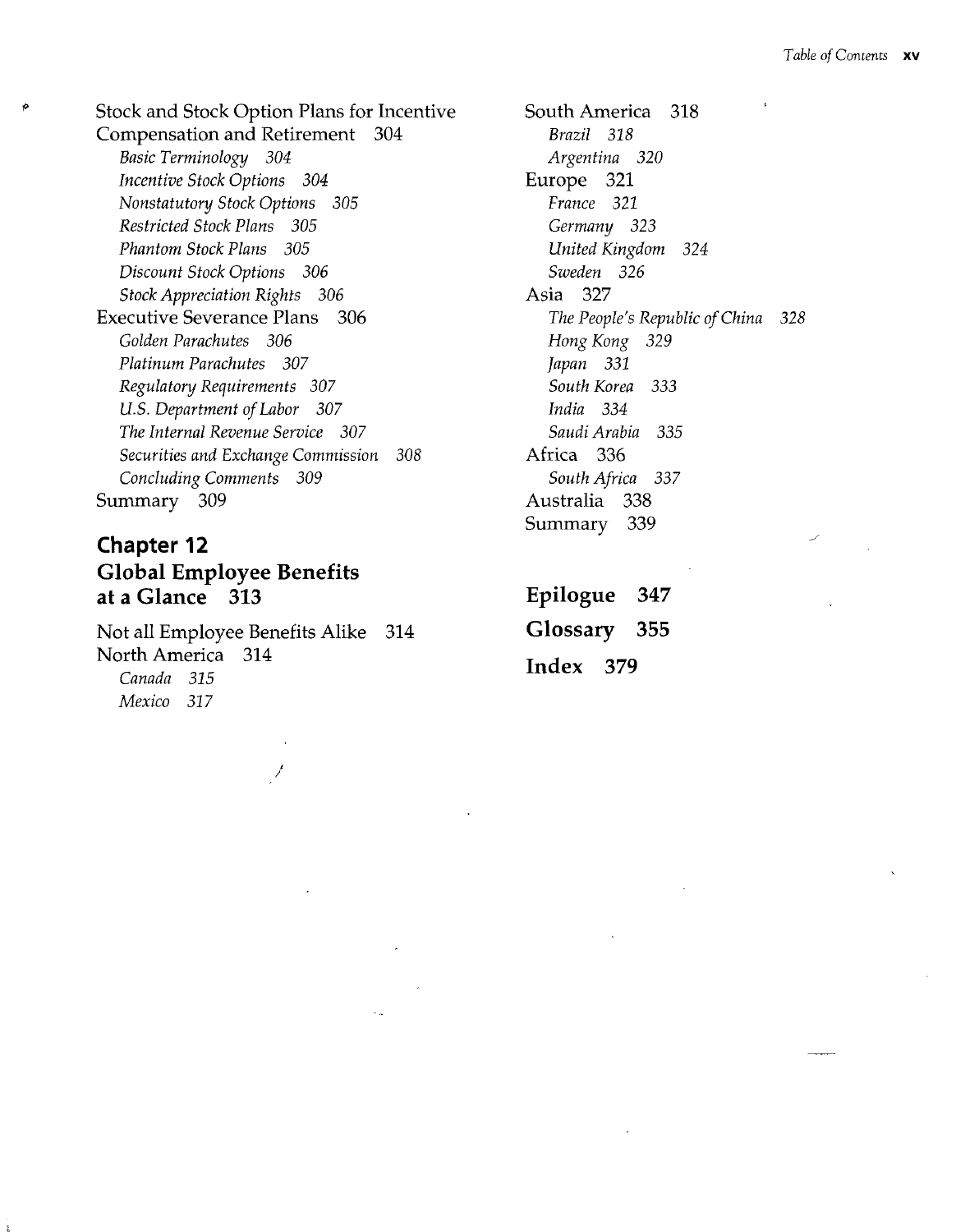Stock and Stock Option Plans for Incentive Compensation and Retirement 304

*Basic Terminology 304*

*Incentive Stock Options 304*

*Nonstatutory Stock Options 305*

*Restricted Stock Plans 305*

*Phantom Stock Plans 305*

*Discount Stock Options 306*

*Stock Appreciation Rights 306*

Executive Severance Plans 306

*Golden Parachutes 306*

*Platinum Parachutes 307*

*Regulatory Requirements 307*

*U.S. Department of Labor 307*

*The Internal Revenue Service 307*

*Securities and Exchange Commission 308*

*Concluding Comments 309*

Summary 309

## Chapter 12
## Global Employee Benefits at a Glance 313

Not all Employee Benefits Alike 314

North America 314

*Canada 315*

*Mexico 317*

South America 318

*Brazil 318*

*Argentina 320*

Europe 321

*France 321*

*Germany 323*

*United Kingdom 324*

*Sweden 326*

Asia 327

*The People's Republic of China 328*

*Hong Kong 329*

*Japan 331*

*South Korea 333*

*India 334*

*Saudi Arabia 335*

Africa 336

*South Africa 337*

Australia 338

Summary 339

## Epilogue 347

## Glossary 355

## Index 379